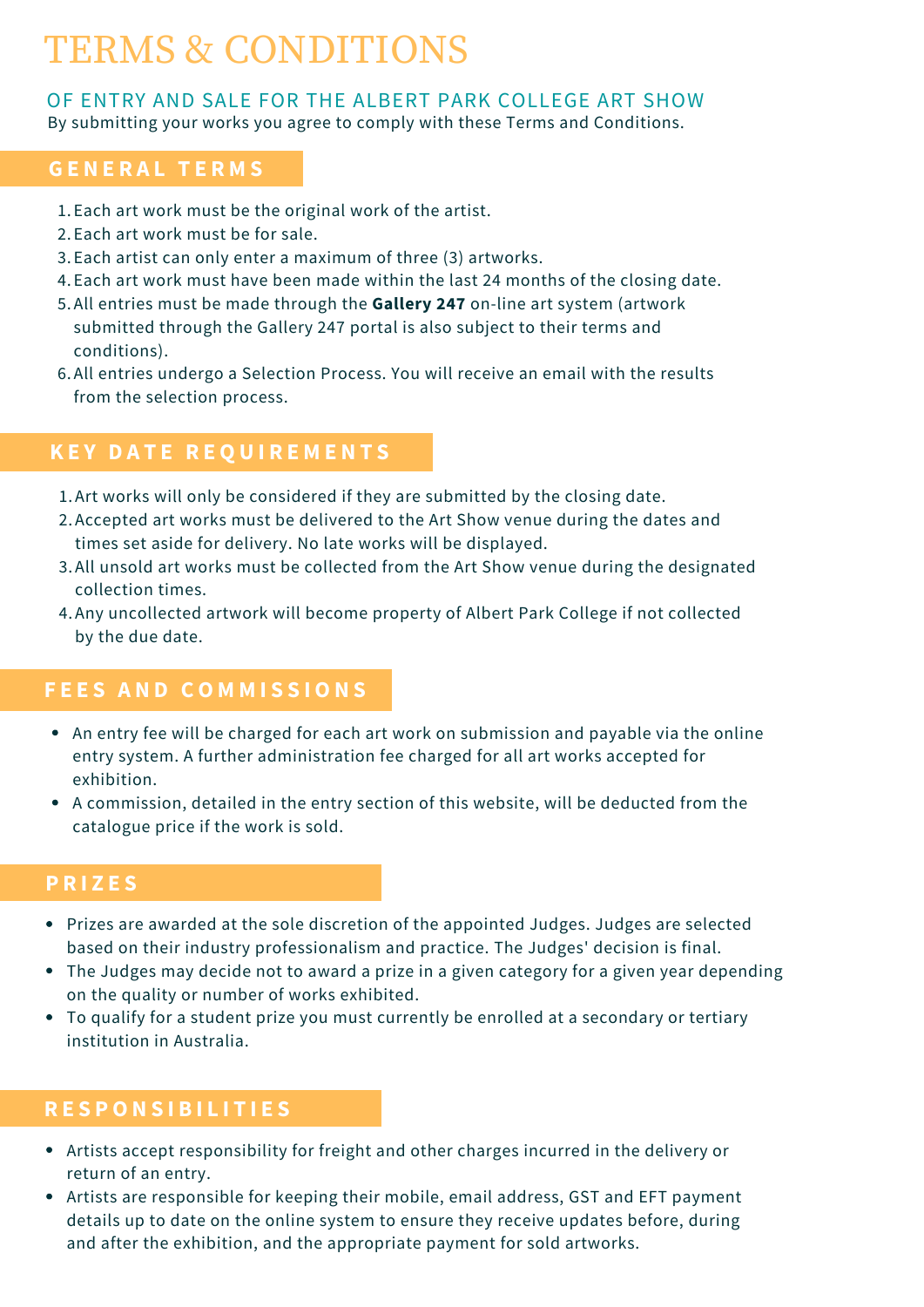# TERMS & CONDITIONS

## OF ENTRY AND SALE FOR THE ALBERT PARK COLLEGE ART SHOW

By submitting your works you agree to comply with these Terms and Conditions.

## GENERAL TERMS

1. Each art work must be the original work of the artist.
2. Each art work must be for sale.
3. Each artist can only enter a maximum of three (3) artworks.
4. Each art work must have been made within the last 24 months of the closing date.
5. All entries must be made through the **Gallery 247** on-line art system (artwork submitted through the Gallery 247 portal is also subject to their terms and conditions).
6. All entries undergo a Selection Process. You will receive an email with the results from the selection process.

## KEY DATE REQUIREMENTS

1. Art works will only be considered if they are submitted by the closing date.
2. Accepted art works must be delivered to the Art Show venue during the dates and times set aside for delivery. No late works will be displayed.
3. All unsold art works must be collected from the Art Show venue during the designated collection times.
4. Any uncollected artwork will become property of Albert Park College if not collected by the due date.

## FEES AND COMMISSIONS

- An entry fee will be charged for each art work on submission and payable via the online entry system. A further administration fee charged for all art works accepted for exhibition.
- A commission, detailed in the entry section of this website, will be deducted from the catalogue price if the work is sold.

## PRIZES

- Prizes are awarded at the sole discretion of the appointed Judges. Judges are selected based on their industry professionalism and practice. The Judges' decision is final.
- The Judges may decide not to award a prize in a given category for a given year depending on the quality or number of works exhibited.
- To qualify for a student prize you must currently be enrolled at a secondary or tertiary institution in Australia.

## RESPONSIBILITIES

- Artists accept responsibility for freight and other charges incurred in the delivery or return of an entry.
- Artists are responsible for keeping their mobile, email address, GST and EFT payment details up to date on the online system to ensure they receive updates before, during and after the exhibition, and the appropriate payment for sold artworks.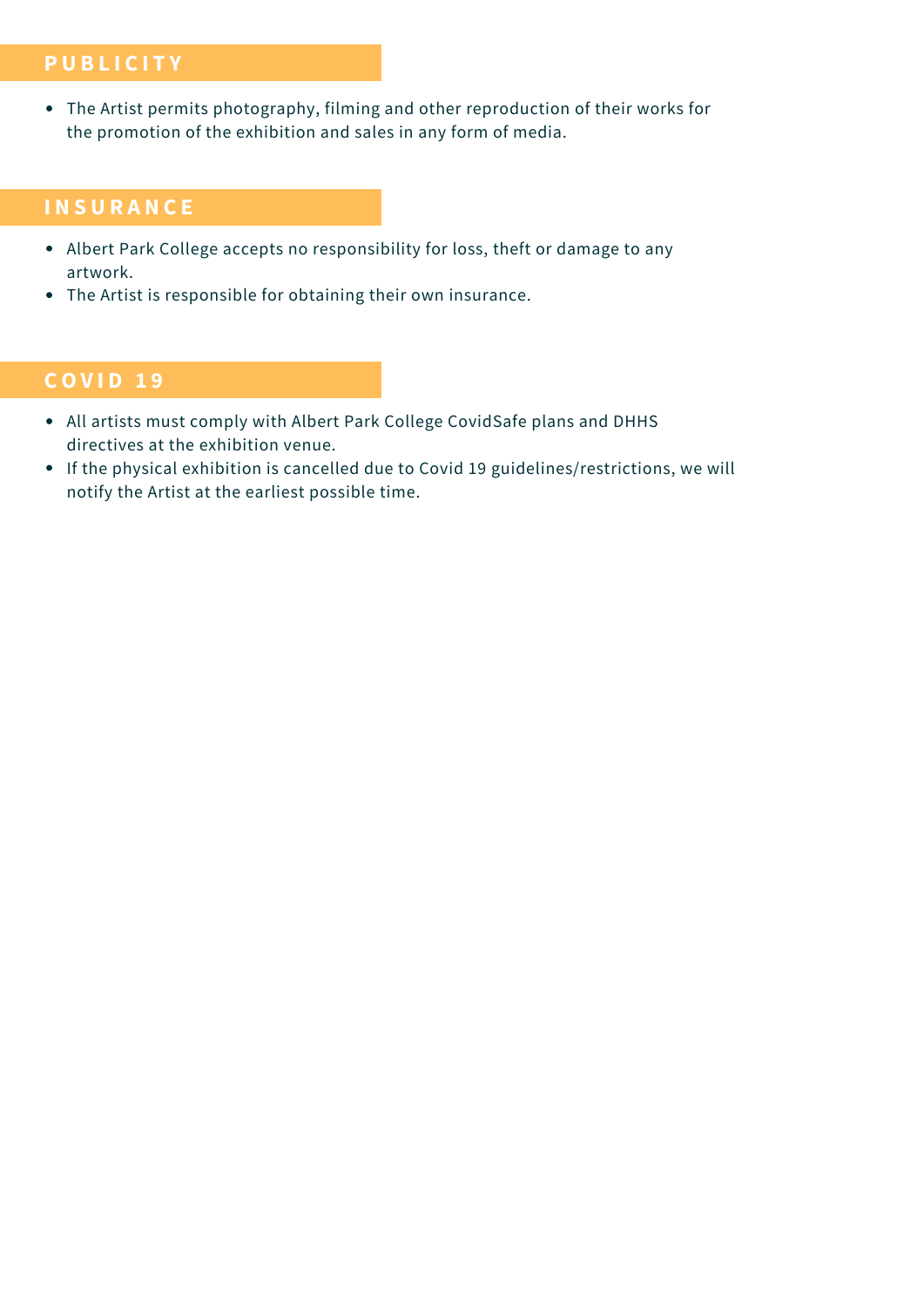## PUBLICITY

- The Artist permits photography, filming and other reproduction of their works for the promotion of the exhibition and sales in any form of media.

## INSURANCE

- Albert Park College accepts no responsibility for loss, theft or damage to any artwork.
- The Artist is responsible for obtaining their own insurance.

## COVID 19

- All artists must comply with Albert Park College CovidSafe plans and DHHS directives at the exhibition venue.
- If the physical exhibition is cancelled due to Covid 19 guidelines/restrictions, we will notify the Artist at the earliest possible time.